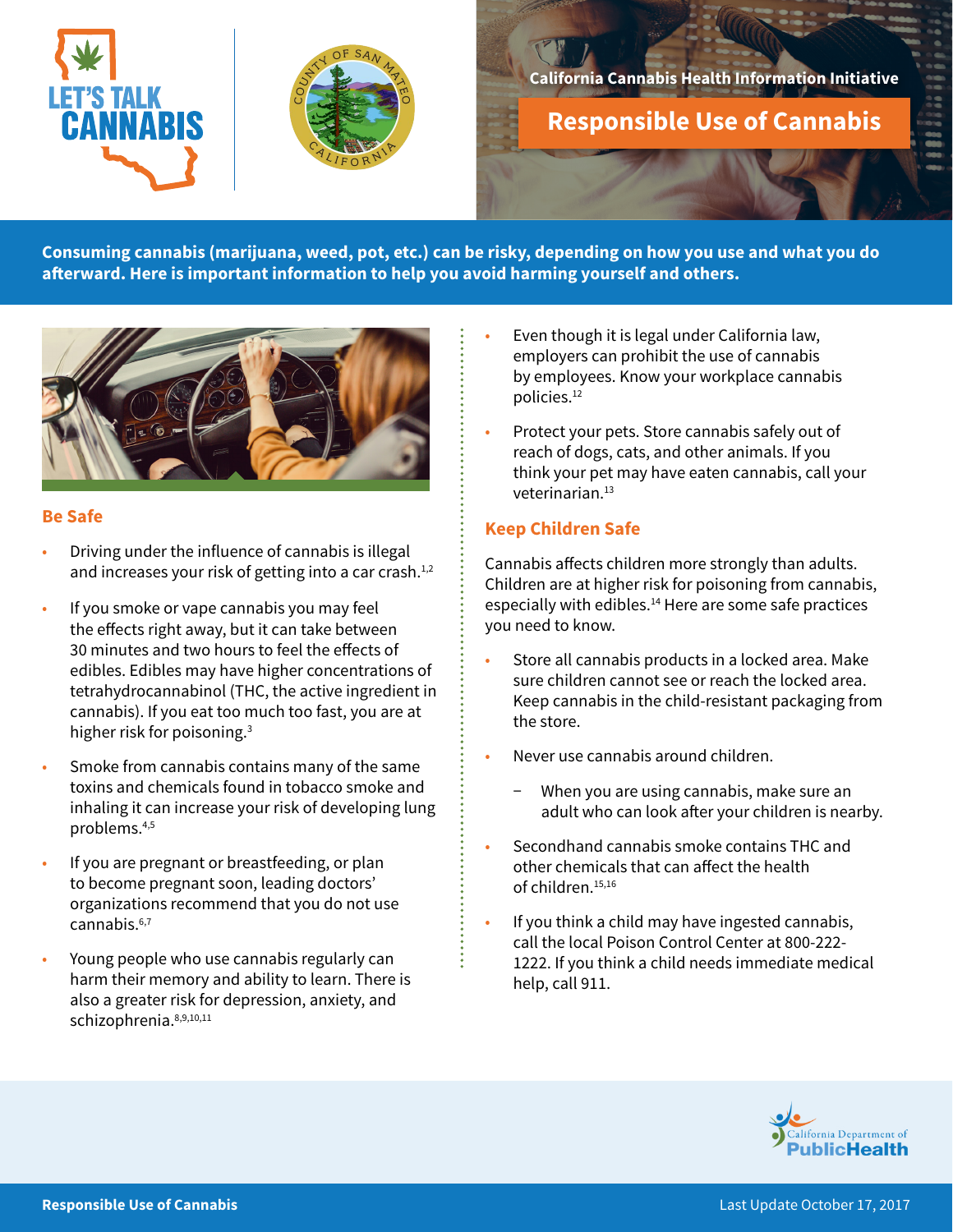LET'S TALK CANNABIS

California Cannabis Health Information Initiative

# Responsible Use of Cannabis

**Consuming cannabis (marijuana, weed, pot, etc.) can be risky, depending on how you use and what you do afterward. Here is important information to help you avoid harming yourself and others.**

## Be Safe

- Driving under the influence of cannabis is illegal and increases your risk of getting into a car crash.[1,2]
- If you smoke or vape cannabis you may feel the effects right away, but it can take between 30 minutes and two hours to feel the effects of edibles. Edibles may have higher concentrations of tetrahydrocannabinol (THC, the active ingredient in cannabis). If you eat too much too fast, you are at higher risk for poisoning.[3]
- Smoke from cannabis contains many of the same toxins and chemicals found in tobacco smoke and inhaling it can increase your risk of developing lung problems.[4,5]
- If you are pregnant or breastfeeding, or plan to become pregnant soon, leading doctors' organizations recommend that you do not use cannabis.[6,7]
- Young people who use cannabis regularly can harm their memory and ability to learn. There is also a greater risk for depression, anxiety, and schizophrenia.[8,9,10,11]
- Even though it is legal under California law, employers can prohibit the use of cannabis by employees. Know your workplace cannabis policies.[12]
- Protect your pets. Store cannabis safely out of reach of dogs, cats, and other animals. If you think your pet may have eaten cannabis, call your veterinarian.[13]

## Keep Children Safe

Cannabis affects children more strongly than adults. Children are at higher risk for poisoning from cannabis, especially with edibles.[14] Here are some safe practices you need to know.

- Store all cannabis products in a locked area. Make sure children cannot see or reach the locked area. Keep cannabis in the child-resistant packaging from the store.
- Never use cannabis around children.
  - When you are using cannabis, make sure an adult who can look after your children is nearby.
- Secondhand cannabis smoke contains THC and other chemicals that can affect the health of children.[15,16]
- If you think a child may have ingested cannabis, call the local Poison Control Center at 800-222-1222. If you think a child needs immediate medical help, call 911.

California Department of Public Health

Last Update October 17, 2017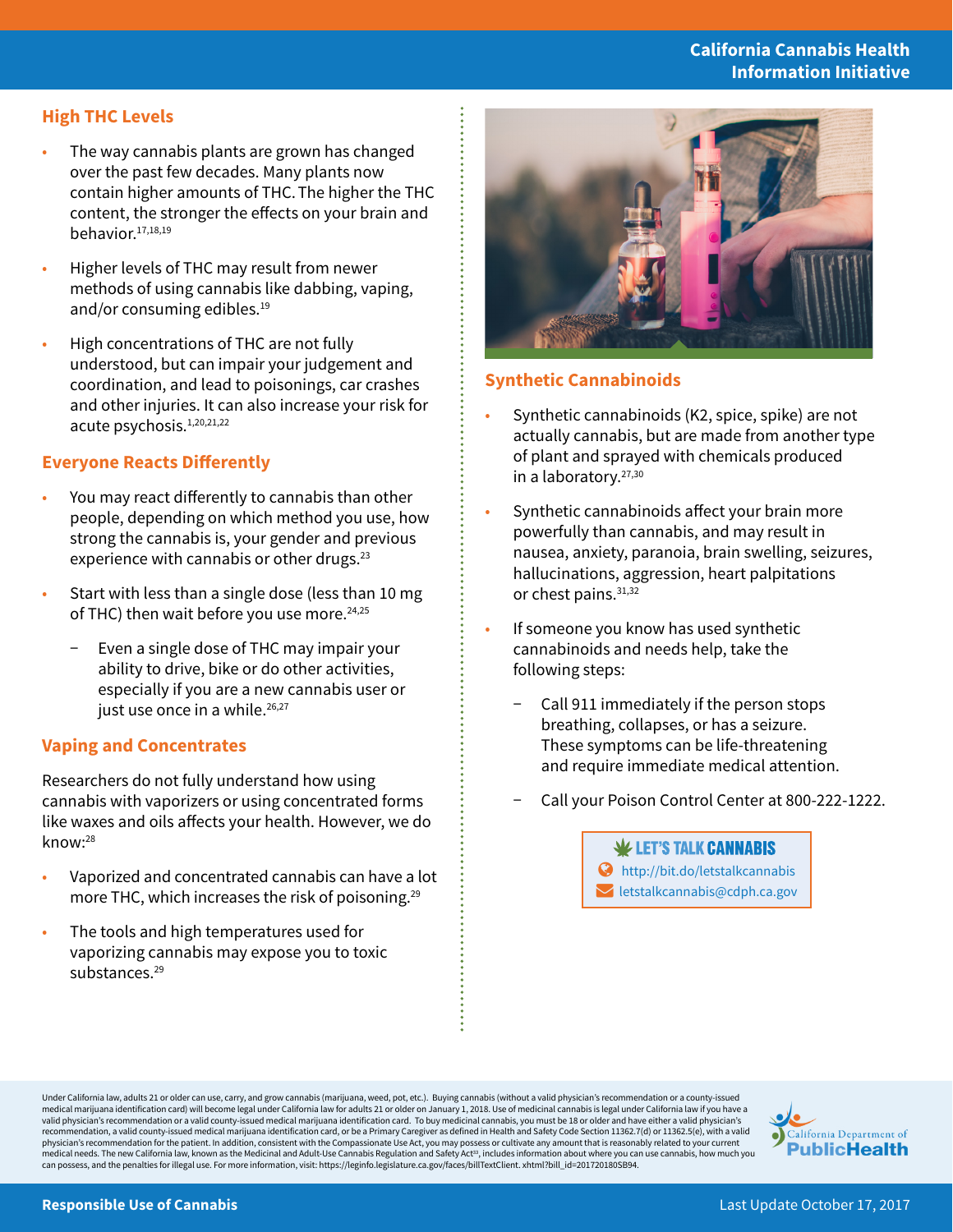## High THC Levels

- The way cannabis plants are grown has changed over the past few decades. Many plants now contain higher amounts of THC. The higher the THC content, the stronger the effects on your brain and behavior.[17,18,19]
- Higher levels of THC may result from newer methods of using cannabis like dabbing, vaping, and/or consuming edibles.[19]
- High concentrations of THC are not fully understood, but can impair your judgement and coordination, and lead to poisonings, car crashes and other injuries. It can also increase your risk for acute psychosis.[1,20,21,22]

## Everyone Reacts Differently

- You may react differently to cannabis than other people, depending on which method you use, how strong the cannabis is, your gender and previous experience with cannabis or other drugs.[23]
- Start with less than a single dose (less than 10 mg of THC) then wait before you use more.[24,25]
  - Even a single dose of THC may impair your ability to drive, bike or do other activities, especially if you are a new cannabis user or just use once in a while.[26,27]

## Vaping and Concentrates

Researchers do not fully understand how using cannabis with vaporizers or using concentrated forms like waxes and oils affects your health. However, we do know:[28]

- Vaporized and concentrated cannabis can have a lot more THC, which increases the risk of poisoning.[29]
- The tools and high temperatures used for vaporizing cannabis may expose you to toxic substances.[29]

## Synthetic Cannabinoids

- Synthetic cannabinoids (K2, spice, spike) are not actually cannabis, but are made from another type of plant and sprayed with chemicals produced in a laboratory.[27,30]
- Synthetic cannabinoids affect your brain more powerfully than cannabis, and may result in nausea, anxiety, paranoia, brain swelling, seizures, hallucinations, aggression, heart palpitations or chest pains.[31,32]
- If someone you know has used synthetic cannabinoids and needs help, take the following steps:
  - Call 911 immediately if the person stops breathing, collapses, or has a seizure. These symptoms can be life-threatening and require immediate medical attention.
  - Call your Poison Control Center at 800-222-1222.

**LET'S TALK CANNABIS**
http://bit.do/letstalkcannabis
letstalkcannabis@cdph.ca.gov

Under California law, adults 21 or older can use, carry, and grow cannabis (marijuana, weed, pot, etc.). Buying cannabis (without a valid physician's recommendation or a county-issued medical marijuana identification card) will become legal under California law for adults 21 or older on January 1, 2018. Use of medicinal cannabis is legal under California law if you have a valid physician's recommendation or a valid county-issued medical marijuana identification card. To buy medicinal cannabis, you must be 18 or older and have either a valid physician's recommendation, a valid county-issued medical marijuana identification card, or be a Primary Caregiver as defined in Health and Safety Code Section 11362.7(d) or 11362.5(e), with a valid physician's recommendation for the patient. In addition, consistent with the Compassionate Use Act, you may possess or cultivate any amount that is reasonably related to your current medical needs. The new California law, known as the Medicinal and Adult-Use Cannabis Regulation and Safety Act[33], includes information about where you can use cannabis, how much you can possess, and the penalties for illegal use. For more information, visit: https://leginfo.legislature.ca.gov/faces/billTextClient. xhtml?bill_id=201720180SB94.

California Department of Public Health

Responsible Use of Cannabis

Last Update October 17, 2017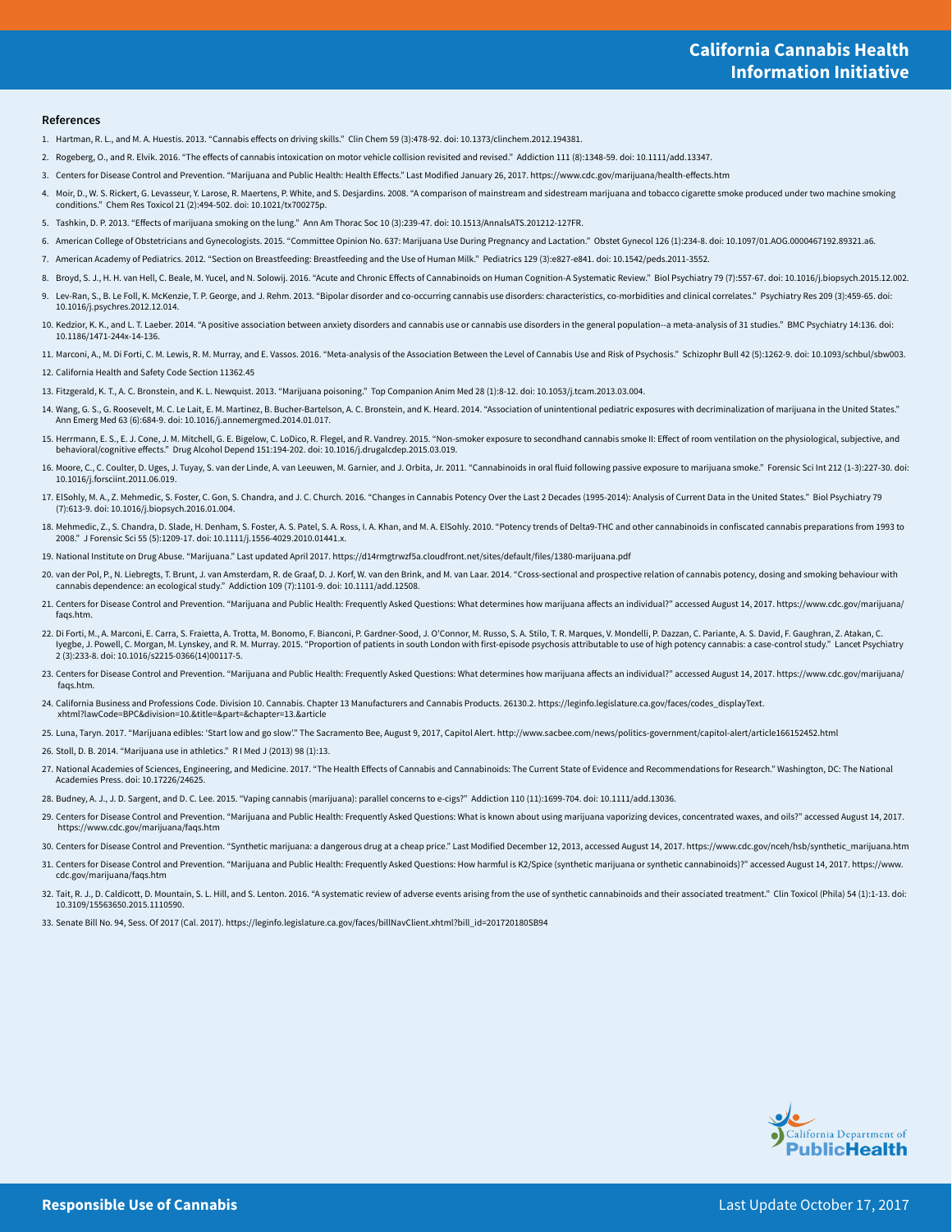### References

1. Hartman, R. L., and M. A. Huestis. 2013. "Cannabis effects on driving skills." Clin Chem 59 (3):478-92. doi: 10.1373/clinchem.2012.194381.
2. Rogeberg, O., and R. Elvik. 2016. "The effects of cannabis intoxication on motor vehicle collision revisited and revised." Addiction 111 (8):1348-59. doi: 10.1111/add.13347.
3. Centers for Disease Control and Prevention. "Marijuana and Public Health: Health Effects." Last Modified January 26, 2017. https://www.cdc.gov/marijuana/health-effects.htm
4. Moir, D., W. S. Rickert, G. Levasseur, Y. Larose, R. Maertens, P. White, and S. Desjardins. 2008. "A comparison of mainstream and sidestream marijuana and tobacco cigarette smoke produced under two machine smoking conditions." Chem Res Toxicol 21 (2):494-502. doi: 10.1021/tx700275p.
5. Tashkin, D. P. 2013. "Effects of marijuana smoking on the lung." Ann Am Thorac Soc 10 (3):239-47. doi: 10.1513/AnnalsATS.201212-127FR.
6. American College of Obstetricians and Gynecologists. 2015. "Committee Opinion No. 637: Marijuana Use During Pregnancy and Lactation." Obstet Gynecol 126 (1):234-8. doi: 10.1097/01.AOG.0000467192.89321.a6.
7. American Academy of Pediatrics. 2012. "Section on Breastfeeding: Breastfeeding and the Use of Human Milk." Pediatrics 129 (3):e827-e841. doi: 10.1542/peds.2011-3552.
8. Broyd, S. J., H. H. van Hell, C. Beale, M. Yucel, and N. Solowij. 2016. "Acute and Chronic Effects of Cannabinoids on Human Cognition-A Systematic Review." Biol Psychiatry 79 (7):557-67. doi: 10.1016/j.biopsych.2015.12.002.
9. Lev-Ran, S., B. Le Foll, K. McKenzie, T. P. George, and J. Rehm. 2013. "Bipolar disorder and co-occurring cannabis use disorders: characteristics, co-morbidities and clinical correlates." Psychiatry Res 209 (3):459-65. doi: 10.1016/j.psychres.2012.12.014.
10. Kedzior, K. K., and L. T. Laeber. 2014. "A positive association between anxiety disorders and cannabis use or cannabis use disorders in the general population--a meta-analysis of 31 studies." BMC Psychiatry 14:136. doi: 10.1186/1471-244x-14-136.
11. Marconi, A., M. Di Forti, C. M. Lewis, R. M. Murray, and E. Vassos. 2016. "Meta-analysis of the Association Between the Level of Cannabis Use and Risk of Psychosis." Schizophr Bull 42 (5):1262-9. doi: 10.1093/schbul/sbw003.
12. California Health and Safety Code Section 11362.45
13. Fitzgerald, K. T., A. C. Bronstein, and K. L. Newquist. 2013. "Marijuana poisoning." Top Companion Anim Med 28 (1):8-12. doi: 10.1053/j.tcam.2013.03.004.
14. Wang, G. S., G. Roosevelt, M. C. Le Lait, E. M. Martinez, B. Bucher-Bartelson, A. C. Bronstein, and K. Heard. 2014. "Association of unintentional pediatric exposures with decriminalization of marijuana in the United States." Ann Emerg Med 63 (6):684-9. doi: 10.1016/j.annemergmed.2014.01.017.
15. Herrmann, E. S., E. J. Cone, J. M. Mitchell, G. E. Bigelow, C. LoDico, R. Flegel, and R. Vandrey. 2015. "Non-smoker exposure to secondhand cannabis smoke II: Effect of room ventilation on the physiological, subjective, and behavioral/cognitive effects." Drug Alcohol Depend 151:194-202. doi: 10.1016/j.drugalcdep.2015.03.019.
16. Moore, C., C. Coulter, D. Uges, J. Tuyay, S. van der Linde, A. van Leeuwen, M. Garnier, and J. Orbita, Jr. 2011. "Cannabinoids in oral fluid following passive exposure to marijuana smoke." Forensic Sci Int 212 (1-3):227-30. doi: 10.1016/j.forsciint.2011.06.019.
17. ElSohly, M. A., Z. Mehmedic, S. Foster, C. Gon, S. Chandra, and J. C. Church. 2016. "Changes in Cannabis Potency Over the Last 2 Decades (1995-2014): Analysis of Current Data in the United States." Biol Psychiatry 79 (7):613-9. doi: 10.1016/j.biopsych.2016.01.004.
18. Mehmedic, Z., S. Chandra, D. Slade, H. Denham, S. Foster, A. S. Patel, S. A. Ross, I. A. Khan, and M. A. ElSohly. 2010. "Potency trends of Delta9-THC and other cannabinoids in confiscated cannabis preparations from 1993 to 2008." J Forensic Sci 55 (5):1209-17. doi: 10.1111/j.1556-4029.2010.01441.x.
19. National Institute on Drug Abuse. "Marijuana." Last updated April 2017. https://d14rmgtrwzf5a.cloudfront.net/sites/default/files/1380-marijuana.pdf
20. van der Pol, P., N. Liebregts, T. Brunt, J. van Amsterdam, R. de Graaf, D. J. Korf, W. van den Brink, and M. van Laar. 2014. "Cross-sectional and prospective relation of cannabis potency, dosing and smoking behaviour with cannabis dependence: an ecological study." Addiction 109 (7):1101-9. doi: 10.1111/add.12508.
21. Centers for Disease Control and Prevention. "Marijuana and Public Health: Frequently Asked Questions: What determines how marijuana affects an individual?" accessed August 14, 2017. https://www.cdc.gov/marijuana/faqs.htm.
22. Di Forti, M., A. Marconi, E. Carra, S. Fraietta, A. Trotta, M. Bonomo, F. Bianconi, P. Gardner-Sood, J. O'Connor, M. Russo, S. A. Stilo, T. R. Marques, V. Mondelli, P. Dazzan, C. Pariante, A. S. David, F. Gaughran, Z. Atakan, C. Iyegbe, J. Powell, C. Morgan, M. Lynskey, and R. M. Murray. 2015. "Proportion of patients in south London with first-episode psychosis attributable to use of high potency cannabis: a case-control study." Lancet Psychiatry 2 (3):233-8. doi: 10.1016/s2215-0366(14)00117-5.
23. Centers for Disease Control and Prevention. "Marijuana and Public Health: Frequently Asked Questions: What determines how marijuana affects an individual?" accessed August 14, 2017. https://www.cdc.gov/marijuana/faqs.htm.
24. California Business and Professions Code. Division 10. Cannabis. Chapter 13 Manufacturers and Cannabis Products. 26130.2. https://leginfo.legislature.ca.gov/faces/codes_displayText.xhtml?lawCode=BPC&division=10.&title=&part=&chapter=13.&article
25. Luna, Taryn. 2017. "Marijuana edibles: 'Start low and go slow'." The Sacramento Bee, August 9, 2017, Capitol Alert. http://www.sacbee.com/news/politics-government/capitol-alert/article166152452.html
26. Stoll, D. B. 2014. "Marijuana use in athletics." R I Med J (2013) 98 (1):13.
27. National Academies of Sciences, Engineering, and Medicine. 2017. "The Health Effects of Cannabis and Cannabinoids: The Current State of Evidence and Recommendations for Research." Washington, DC: The National Academies Press. doi: 10.17226/24625.
28. Budney, A. J., J. D. Sargent, and D. C. Lee. 2015. "Vaping cannabis (marijuana): parallel concerns to e-cigs?" Addiction 110 (11):1699-704. doi: 10.1111/add.13036.
29. Centers for Disease Control and Prevention. "Marijuana and Public Health: Frequently Asked Questions: What is known about using marijuana vaporizing devices, concentrated waxes, and oils?" accessed August 14, 2017. https://www.cdc.gov/marijuana/faqs.htm
30. Centers for Disease Control and Prevention. "Synthetic marijuana: a dangerous drug at a cheap price." Last Modified December 12, 2013, accessed August 14, 2017. https://www.cdc.gov/nceh/hsb/synthetic_marijuana.htm
31. Centers for Disease Control and Prevention. "Marijuana and Public Health: Frequently Asked Questions: How harmful is K2/Spice (synthetic marijuana or synthetic cannabinoids)?" accessed August 14, 2017. https://www.cdc.gov/marijuana/faqs.htm
32. Tait, R. J., D. Caldicott, D. Mountain, S. L. Hill, and S. Lenton. 2016. "A systematic review of adverse events arising from the use of synthetic cannabinoids and their associated treatment." Clin Toxicol (Phila) 54 (1):1-13. doi: 10.3109/15563650.2015.1110590.
33. Senate Bill No. 94, Sess. Of 2017 (Cal. 2017). https://leginfo.legislature.ca.gov/faces/billNavClient.xhtml?bill_id=201720180SB94